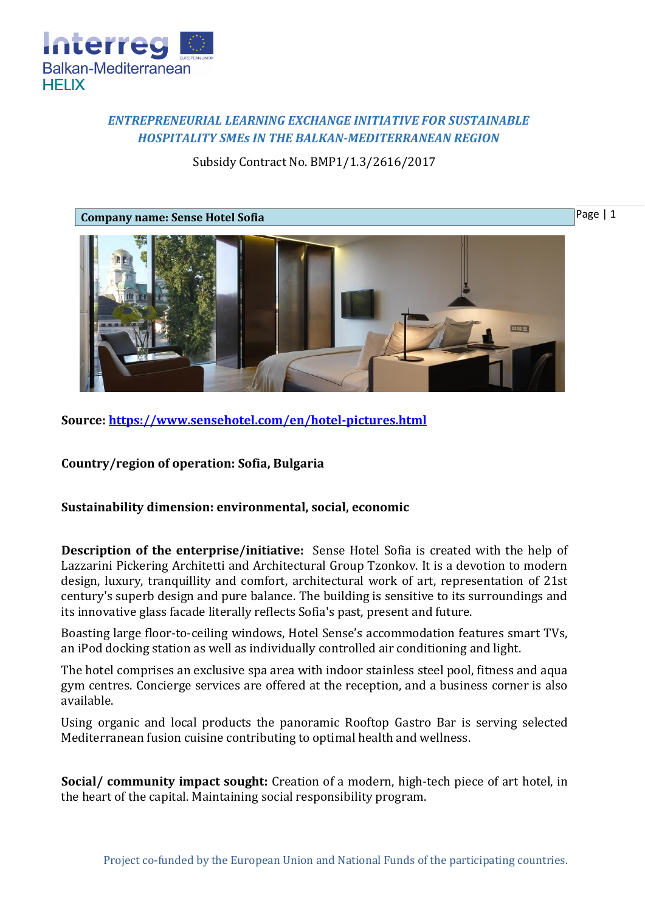Interreg Balkan-Mediterranean HELIX

*ENTREPRENEURIAL LEARNING EXCHANGE INITIATIVE FOR SUSTAINABLE HOSPITALITY SMEs IN THE BALKAN-MEDITERRANEAN REGION*

Subsidy Contract No. BMP1/1.3/2616/2017

**Company name: Sense Hotel Sofia**

**Source: https://www.sensehotel.com/en/hotel-pictures.html**

**Country/region of operation: Sofia, Bulgaria**

**Sustainability dimension: environmental, social, economic**

**Description of the enterprise/initiative:** Sense Hotel Sofia is created with the help of Lazzarini Pickering Architetti and Architectural Group Tzonkov. It is a devotion to modern design, luxury, tranquillity and comfort, architectural work of art, representation of 21st century's superb design and pure balance. The building is sensitive to its surroundings and its innovative glass facade literally reflects Sofia's past, present and future.

Boasting large floor-to-ceiling windows, Hotel Sense's accommodation features smart TVs, an iPod docking station as well as individually controlled air conditioning and light.

The hotel comprises an exclusive spa area with indoor stainless steel pool, fitness and aqua gym centres. Concierge services are offered at the reception, and a business corner is also available.

Using organic and local products the panoramic Rooftop Gastro Bar is serving selected Mediterranean fusion cuisine contributing to optimal health and wellness.

**Social/ community impact sought:** Creation of a modern, high-tech piece of art hotel, in the heart of the capital. Maintaining social responsibility program.

Project co-funded by the European Union and National Funds of the participating countries.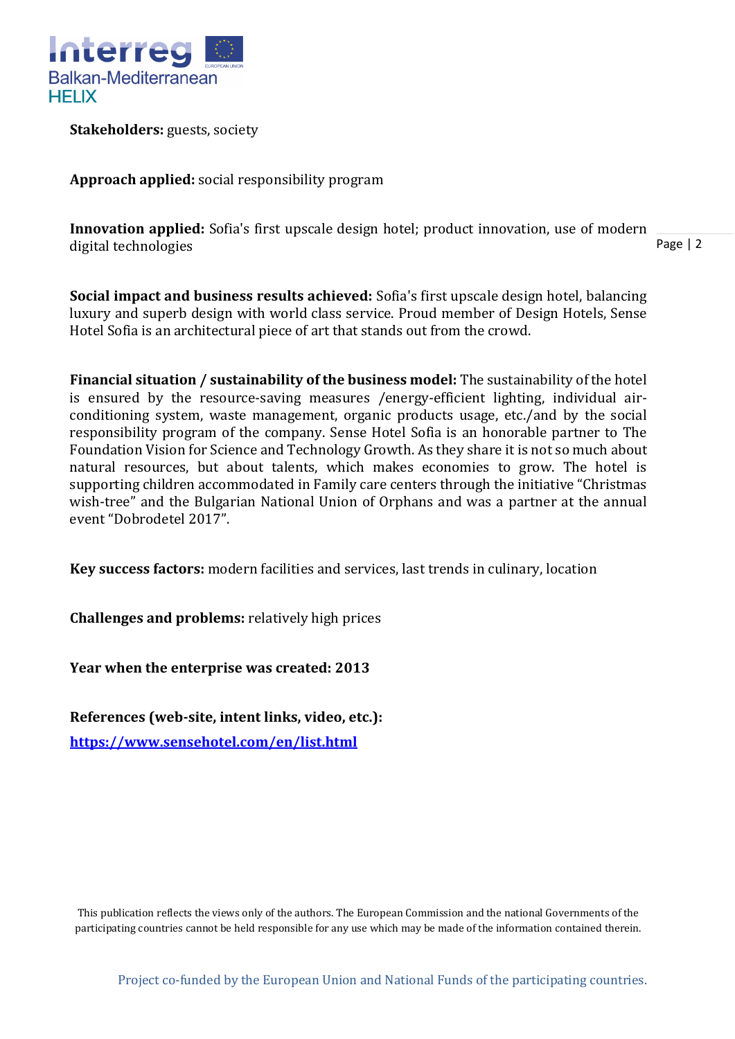**Stakeholders:** guests, society

**Approach applied:** social responsibility program

**Innovation applied:** Sofia's first upscale design hotel; product innovation, use of modern digital technologies

**Social impact and business results achieved:** Sofia's first upscale design hotel, balancing luxury and superb design with world class service. Proud member of Design Hotels, Sense Hotel Sofia is an architectural piece of art that stands out from the crowd.

**Financial situation / sustainability of the business model:** The sustainability of the hotel is ensured by the resource-saving measures /energy-efficient lighting, individual air-conditioning system, waste management, organic products usage, etc./and by the social responsibility program of the company. Sense Hotel Sofia is an honorable partner to The Foundation Vision for Science and Technology Growth. As they share it is not so much about natural resources, but about talents, which makes economies to grow. The hotel is supporting children accommodated in Family care centers through the initiative "Christmas wish-tree" and the Bulgarian National Union of Orphans and was a partner at the annual event "Dobrodetel 2017".

**Key success factors:** modern facilities and services, last trends in culinary, location

**Challenges and problems:** relatively high prices

**Year when the enterprise was created: 2013**

**References (web-site, intent links, video, etc.):**

**[https://www.sensehotel.com/en/list.html](https://www.sensehotel.com/en/list.html)**

This publication reflects the views only of the authors. The European Commission and the national Governments of the participating countries cannot be held responsible for any use which may be made of the information contained therein.

Project co-funded by the European Union and National Funds of the participating countries.